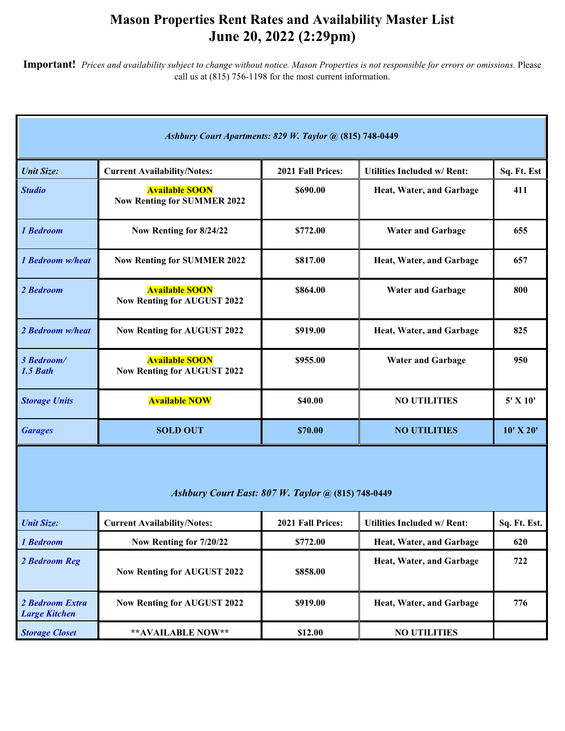# Mason Properties Rent Rates and Availability Master List
# June 20, 2022 (2:29pm)

**Important!** *Prices and availability subject to change without notice. Mason Properties is not responsible for errors or omissions.* Please call us at (815) 756-1198 for the most current information.

| *Ashbury Court Apartments: 829 W. Taylor @ (815) 748-0449* | | | | |
|---|---|---|---|---|
| ***Unit Size:*** | **Current Availability/Notes:** | **2021 Fall Prices:** | **Utilities Included w/ Rent:** | **Sq. Ft. Est** |
| ***Studio*** | **Available SOON** **Now Renting for SUMMER 2022** | **$690.00** | **Heat, Water, and Garbage** | **411** |
| ***1 Bedroom*** | **Now Renting for 8/24/22** | **$772.00** | **Water and Garbage** | **655** |
| ***1 Bedroom w/heat*** | **Now Renting for SUMMER 2022** | **$817.00** | **Heat, Water, and Garbage** | **657** |
| ***2 Bedroom*** | **Available SOON** **Now Renting for AUGUST 2022** | **$864.00** | **Water and Garbage** | **800** |
| ***2 Bedroom w/heat*** | **Now Renting for AUGUST 2022** | **$919.00** | **Heat, Water, and Garbage** | **825** |
| ***3 Bedroom/ 1.5 Bath*** | **Available SOON** **Now Renting for AUGUST 2022** | **$955.00** | **Water and Garbage** | **950** |
| ***Storage Units*** | **Available NOW** | **$40.00** | **NO UTILITIES** | **5' X 10'** |
| ***Garages*** | **SOLD OUT** | **$70.00** | **NO UTILITIES** | **10' X 20'** |

| *Ashbury Court East: 807 W. Taylor @ (815) 748-0449* | | | | |
|---|---|---|---|---|
| ***Unit Size:*** | **Current Availability/Notes:** | **2021 Fall Prices:** | **Utilities Included w/ Rent:** | **Sq. Ft. Est.** |
| ***1 Bedroom*** | **Now Renting for 7/20/22** | **$772.00** | **Heat, Water, and Garbage** | **620** |
| ***2 Bedroom Reg*** | **Now Renting for AUGUST 2022** | **$858.00** | **Heat, Water, and Garbage** | **722** |
| ***2 Bedroom Extra Large Kitchen*** | **Now Renting for AUGUST 2022** | **$919.00** | **Heat, Water, and Garbage** | **776** |
| ***Storage Closet*** | **\*\*AVAILABLE NOW\*\*** | **$12.00** | **NO UTILITIES** | |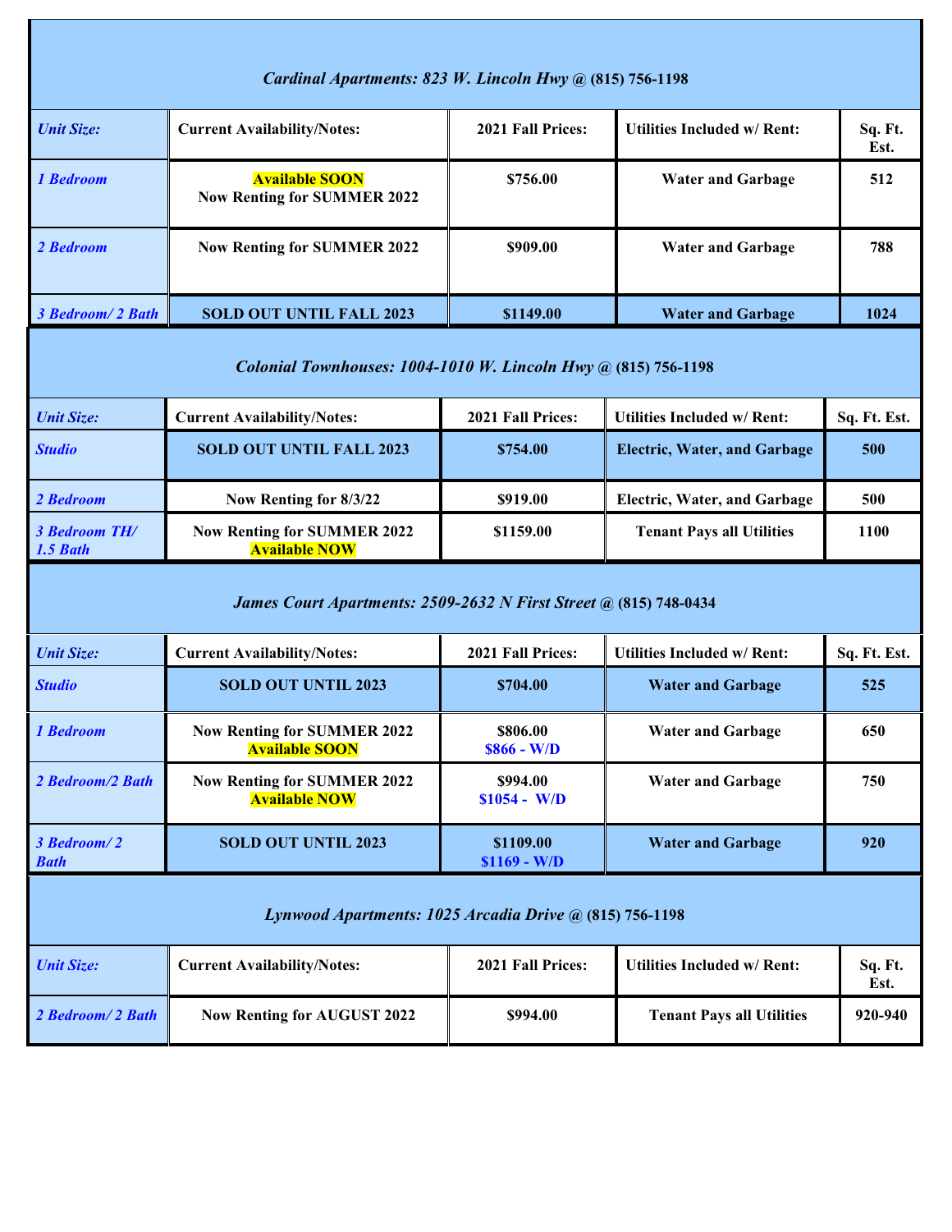### *Cardinal Apartments: 823 W. Lincoln Hwy* @ (815) 756-1198

| *Unit Size:* | Current Availability/Notes: | 2021 Fall Prices: | Utilities Included w/ Rent: | Sq. Ft. Est. |
|---|---|---|---|---|
| *1 Bedroom* | Available SOON<br>Now Renting for SUMMER 2022 | $756.00 | Water and Garbage | 512 |
| *2 Bedroom* | Now Renting for SUMMER 2022 | $909.00 | Water and Garbage | 788 |
| *3 Bedroom/ 2 Bath* | SOLD OUT UNTIL FALL 2023 | $1149.00 | Water and Garbage | 1024 |

### *Colonial Townhouses: 1004-1010 W. Lincoln Hwy* @ (815) 756-1198

| *Unit Size:* | Current Availability/Notes: | 2021 Fall Prices: | Utilities Included w/ Rent: | Sq. Ft. Est. |
|---|---|---|---|---|
| *Studio* | SOLD OUT UNTIL FALL 2023 | $754.00 | Electric, Water, and Garbage | 500 |
| *2 Bedroom* | Now Renting for 8/3/22 | $919.00 | Electric, Water, and Garbage | 500 |
| *3 Bedroom TH/ 1.5 Bath* | Now Renting for SUMMER 2022<br>Available NOW | $1159.00 | Tenant Pays all Utilities | 1100 |

### *James Court Apartments: 2509-2632 N First Street* @ (815) 748-0434

| *Unit Size:* | Current Availability/Notes: | 2021 Fall Prices: | Utilities Included w/ Rent: | Sq. Ft. Est. |
|---|---|---|---|---|
| *Studio* | SOLD OUT UNTIL 2023 | $704.00 | Water and Garbage | 525 |
| *1 Bedroom* | Now Renting for SUMMER 2022<br>Available SOON | $806.00<br>$866 - W/D | Water and Garbage | 650 |
| *2 Bedroom/2 Bath* | Now Renting for SUMMER 2022<br>Available NOW | $994.00<br>$1054 - W/D | Water and Garbage | 750 |
| *3 Bedroom/ 2 Bath* | SOLD OUT UNTIL 2023 | $1109.00<br>$1169 - W/D | Water and Garbage | 920 |

### *Lynwood Apartments: 1025 Arcadia Drive* @ (815) 756-1198

| *Unit Size:* | Current Availability/Notes: | 2021 Fall Prices: | Utilities Included w/ Rent: | Sq. Ft. Est. |
|---|---|---|---|---|
| *2 Bedroom/ 2 Bath* | Now Renting for AUGUST 2022 | $994.00 | Tenant Pays all Utilities | 920-940 |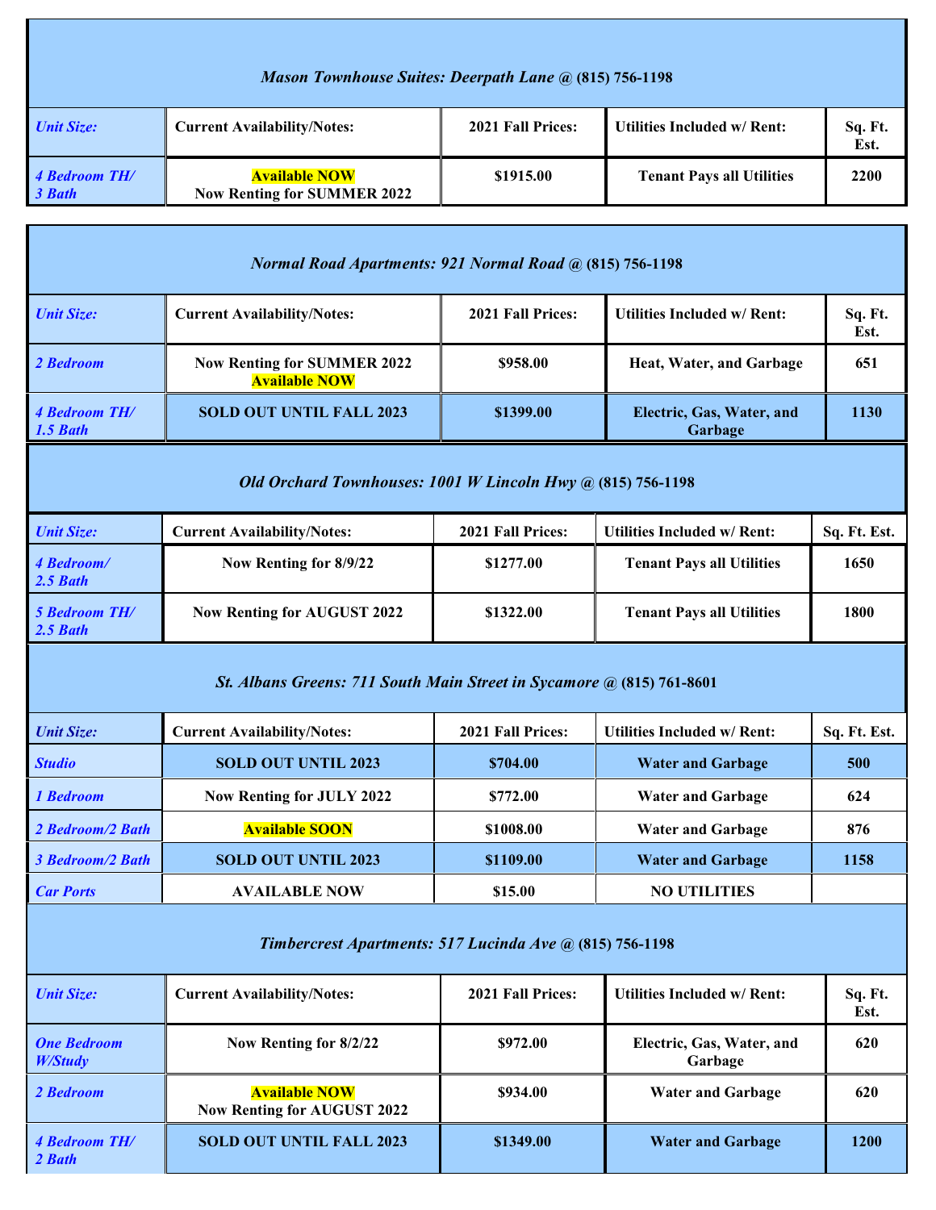| *Mason Townhouse Suites: Deerpath Lane* @ (815) 756-1198 | | | | |
|---|---|---|---|---|
| ***Unit Size:*** | **Current Availability/Notes:** | **2021 Fall Prices:** | **Utilities Included w/ Rent:** | **Sq. Ft. Est.** |
| ***4 Bedroom TH/ 3 Bath*** | **Available NOW** **Now Renting for SUMMER 2022** | **$1915.00** | **Tenant Pays all Utilities** | **2200** |

| *Normal Road Apartments: 921 Normal Road* @ (815) 756-1198 | | | | |
|---|---|---|---|---|
| ***Unit Size:*** | **Current Availability/Notes:** | **2021 Fall Prices:** | **Utilities Included w/ Rent:** | **Sq. Ft. Est.** |
| ***2 Bedroom*** | **Now Renting for SUMMER 2022** **Available NOW** | **$958.00** | **Heat, Water, and Garbage** | **651** |
| ***4 Bedroom TH/ 1.5 Bath*** | **SOLD OUT UNTIL FALL 2023** | **$1399.00** | **Electric, Gas, Water, and Garbage** | **1130** |

| *Old Orchard Townhouses: 1001 W Lincoln Hwy* @ (815) 756-1198 | | | | |
|---|---|---|---|---|
| ***Unit Size:*** | **Current Availability/Notes:** | **2021 Fall Prices:** | **Utilities Included w/ Rent:** | **Sq. Ft. Est.** |
| ***4 Bedroom/ 2.5 Bath*** | **Now Renting for 8/9/22** | **$1277.00** | **Tenant Pays all Utilities** | **1650** |
| ***5 Bedroom TH/ 2.5 Bath*** | **Now Renting for AUGUST 2022** | **$1322.00** | **Tenant Pays all Utilities** | **1800** |

| *St. Albans Greens: 711 South Main Street in Sycamore* @ (815) 761-8601 | | | | |
|---|---|---|---|---|
| ***Unit Size:*** | **Current Availability/Notes:** | **2021 Fall Prices:** | **Utilities Included w/ Rent:** | **Sq. Ft. Est.** |
| ***Studio*** | **SOLD OUT UNTIL 2023** | **$704.00** | **Water and Garbage** | **500** |
| ***1 Bedroom*** | **Now Renting for JULY 2022** | **$772.00** | **Water and Garbage** | **624** |
| ***2 Bedroom/2 Bath*** | **Available SOON** | **$1008.00** | **Water and Garbage** | **876** |
| ***3 Bedroom/2 Bath*** | **SOLD OUT UNTIL 2023** | **$1109.00** | **Water and Garbage** | **1158** |
| ***Car Ports*** | **AVAILABLE NOW** | **$15.00** | **NO UTILITIES** | |

| *Timbercrest Apartments: 517 Lucinda Ave* @ (815) 756-1198 | | | | |
|---|---|---|---|---|
| ***Unit Size:*** | **Current Availability/Notes:** | **2021 Fall Prices:** | **Utilities Included w/ Rent:** | **Sq. Ft. Est.** |
| ***One Bedroom W/Study*** | **Now Renting for 8/2/22** | **$972.00** | **Electric, Gas, Water, and Garbage** | **620** |
| ***2 Bedroom*** | **Available NOW** **Now Renting for AUGUST 2022** | **$934.00** | **Water and Garbage** | **620** |
| ***4 Bedroom TH/ 2 Bath*** | **SOLD OUT UNTIL FALL 2023** | **$1349.00** | **Water and Garbage** | **1200** |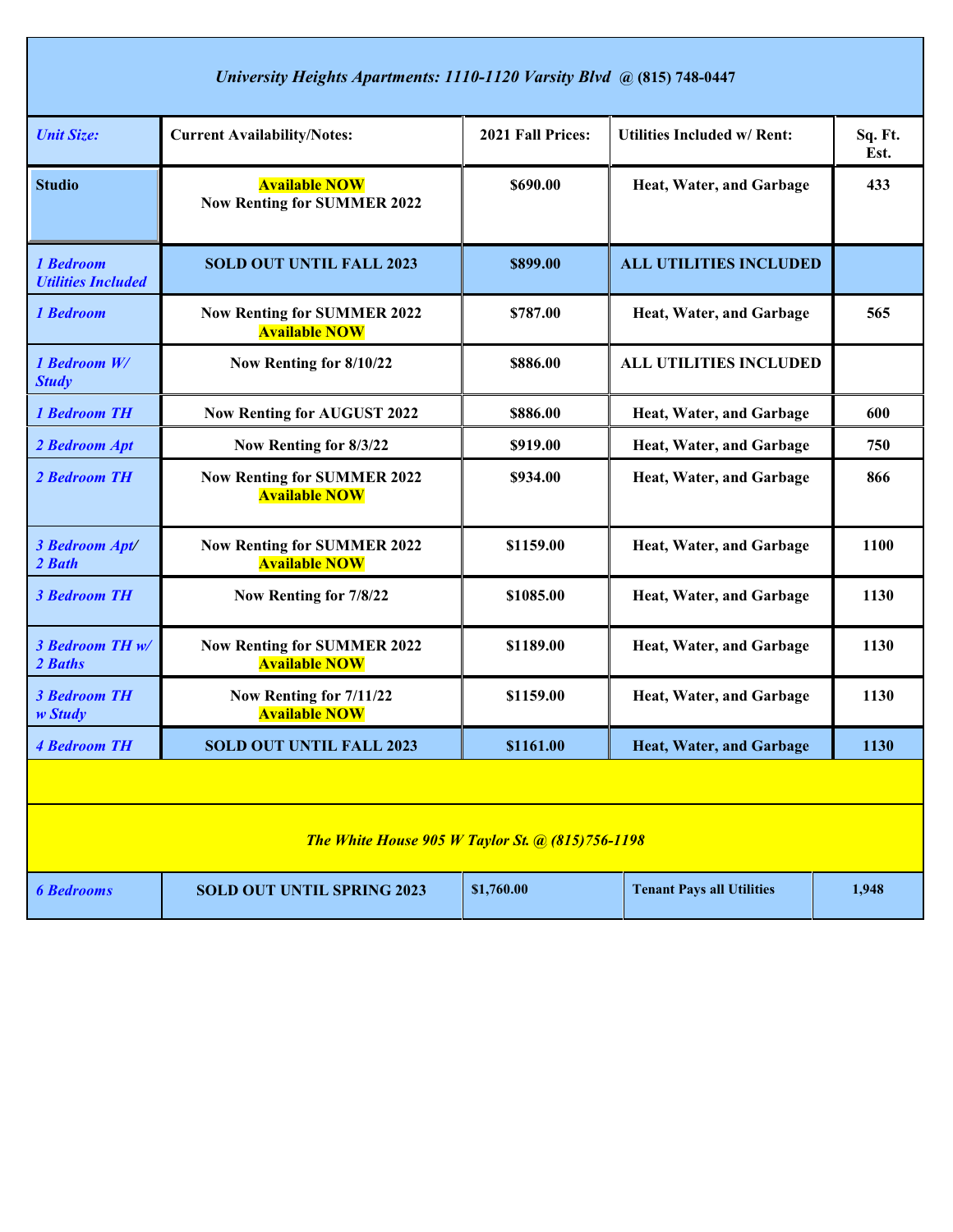***University Heights Apartments: 1110-1120 Varsity Blvd* @ (815) 748-0447**

| ***Unit Size:*** | **Current Availability/Notes:** | **2021 Fall Prices:** | **Utilities Included w/ Rent:** | **Sq. Ft. Est.** |
|---|---|---|---|---|
| **Studio** | **Available NOW** **Now Renting for SUMMER 2022** | **$690.00** | **Heat, Water, and Garbage** | **433** |
| ***1 Bedroom Utilities Included*** | **SOLD OUT UNTIL FALL 2023** | **$899.00** | **ALL UTILITIES INCLUDED** | |
| ***1 Bedroom*** | **Now Renting for SUMMER 2022** **Available NOW** | **$787.00** | **Heat, Water, and Garbage** | **565** |
| ***1 Bedroom W/ Study*** | **Now Renting for 8/10/22** | **$886.00** | **ALL UTILITIES INCLUDED** | |
| ***1 Bedroom TH*** | **Now Renting for AUGUST 2022** | **$886.00** | **Heat, Water, and Garbage** | **600** |
| ***2 Bedroom Apt*** | **Now Renting for 8/3/22** | **$919.00** | **Heat, Water, and Garbage** | **750** |
| ***2 Bedroom TH*** | **Now Renting for SUMMER 2022** **Available NOW** | **$934.00** | **Heat, Water, and Garbage** | **866** |
| ***3 Bedroom Apt/ 2 Bath*** | **Now Renting for SUMMER 2022** **Available NOW** | **$1159.00** | **Heat, Water, and Garbage** | **1100** |
| ***3 Bedroom TH*** | **Now Renting for 7/8/22** | **$1085.00** | **Heat, Water, and Garbage** | **1130** |
| ***3 Bedroom TH w/ 2 Baths*** | **Now Renting for SUMMER 2022** **Available NOW** | **$1189.00** | **Heat, Water, and Garbage** | **1130** |
| ***3 Bedroom TH w Study*** | **Now Renting for 7/11/22** **Available NOW** | **$1159.00** | **Heat, Water, and Garbage** | **1130** |
| ***4 Bedroom TH*** | **SOLD OUT UNTIL FALL 2023** | **$1161.00** | **Heat, Water, and Garbage** | **1130** |

***The White House 905 W Taylor St. @ (815)756-1198***

| | | | | |
|---|---|---|---|---|
| ***6 Bedrooms*** | **SOLD OUT UNTIL SPRING 2023** | **$1,760.00** | **Tenant Pays all Utilities** | **1,948** |